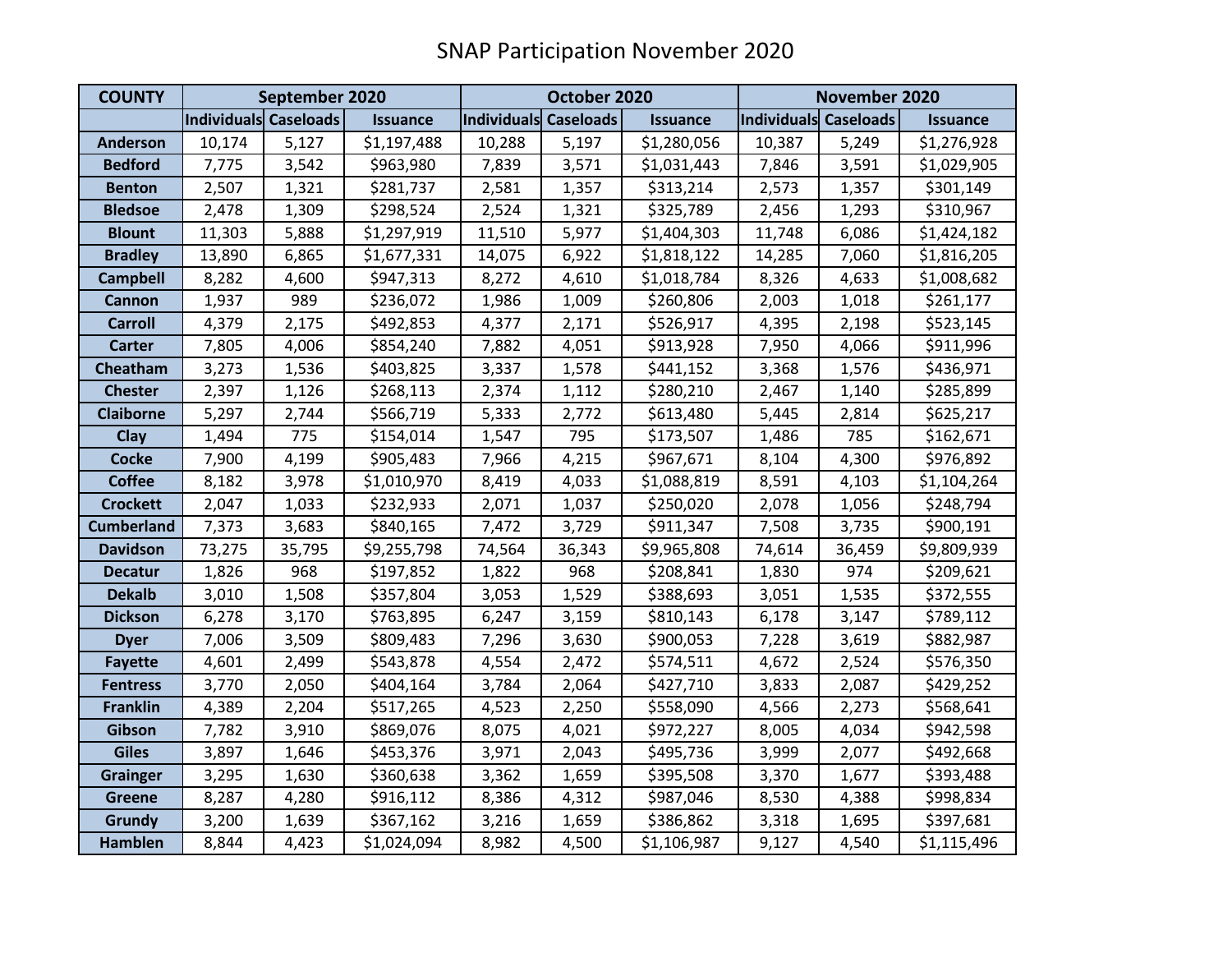# SNAP Participation November 2020

| COUNTY | September 2020 | | | October 2020 | | | November 2020 | | |
|---|---|---|---|---|---|---|---|---|---|
| | Individuals | Caseloads | Issuance | Individuals | Caseloads | Issuance | Individuals | Caseloads | Issuance |
| Anderson | 10,174 | 5,127 | $1,197,488 | 10,288 | 5,197 | $1,280,056 | 10,387 | 5,249 | $1,276,928 |
| Bedford | 7,775 | 3,542 | $963,980 | 7,839 | 3,571 | $1,031,443 | 7,846 | 3,591 | $1,029,905 |
| Benton | 2,507 | 1,321 | $281,737 | 2,581 | 1,357 | $313,214 | 2,573 | 1,357 | $301,149 |
| Bledsoe | 2,478 | 1,309 | $298,524 | 2,524 | 1,321 | $325,789 | 2,456 | 1,293 | $310,967 |
| Blount | 11,303 | 5,888 | $1,297,919 | 11,510 | 5,977 | $1,404,303 | 11,748 | 6,086 | $1,424,182 |
| Bradley | 13,890 | 6,865 | $1,677,331 | 14,075 | 6,922 | $1,818,122 | 14,285 | 7,060 | $1,816,205 |
| Campbell | 8,282 | 4,600 | $947,313 | 8,272 | 4,610 | $1,018,784 | 8,326 | 4,633 | $1,008,682 |
| Cannon | 1,937 | 989 | $236,072 | 1,986 | 1,009 | $260,806 | 2,003 | 1,018 | $261,177 |
| Carroll | 4,379 | 2,175 | $492,853 | 4,377 | 2,171 | $526,917 | 4,395 | 2,198 | $523,145 |
| Carter | 7,805 | 4,006 | $854,240 | 7,882 | 4,051 | $913,928 | 7,950 | 4,066 | $911,996 |
| Cheatham | 3,273 | 1,536 | $403,825 | 3,337 | 1,578 | $441,152 | 3,368 | 1,576 | $436,971 |
| Chester | 2,397 | 1,126 | $268,113 | 2,374 | 1,112 | $280,210 | 2,467 | 1,140 | $285,899 |
| Claiborne | 5,297 | 2,744 | $566,719 | 5,333 | 2,772 | $613,480 | 5,445 | 2,814 | $625,217 |
| Clay | 1,494 | 775 | $154,014 | 1,547 | 795 | $173,507 | 1,486 | 785 | $162,671 |
| Cocke | 7,900 | 4,199 | $905,483 | 7,966 | 4,215 | $967,671 | 8,104 | 4,300 | $976,892 |
| Coffee | 8,182 | 3,978 | $1,010,970 | 8,419 | 4,033 | $1,088,819 | 8,591 | 4,103 | $1,104,264 |
| Crockett | 2,047 | 1,033 | $232,933 | 2,071 | 1,037 | $250,020 | 2,078 | 1,056 | $248,794 |
| Cumberland | 7,373 | 3,683 | $840,165 | 7,472 | 3,729 | $911,347 | 7,508 | 3,735 | $900,191 |
| Davidson | 73,275 | 35,795 | $9,255,798 | 74,564 | 36,343 | $9,965,808 | 74,614 | 36,459 | $9,809,939 |
| Decatur | 1,826 | 968 | $197,852 | 1,822 | 968 | $208,841 | 1,830 | 974 | $209,621 |
| Dekalb | 3,010 | 1,508 | $357,804 | 3,053 | 1,529 | $388,693 | 3,051 | 1,535 | $372,555 |
| Dickson | 6,278 | 3,170 | $763,895 | 6,247 | 3,159 | $810,143 | 6,178 | 3,147 | $789,112 |
| Dyer | 7,006 | 3,509 | $809,483 | 7,296 | 3,630 | $900,053 | 7,228 | 3,619 | $882,987 |
| Fayette | 4,601 | 2,499 | $543,878 | 4,554 | 2,472 | $574,511 | 4,672 | 2,524 | $576,350 |
| Fentress | 3,770 | 2,050 | $404,164 | 3,784 | 2,064 | $427,710 | 3,833 | 2,087 | $429,252 |
| Franklin | 4,389 | 2,204 | $517,265 | 4,523 | 2,250 | $558,090 | 4,566 | 2,273 | $568,641 |
| Gibson | 7,782 | 3,910 | $869,076 | 8,075 | 4,021 | $972,227 | 8,005 | 4,034 | $942,598 |
| Giles | 3,897 | 1,646 | $453,376 | 3,971 | 2,043 | $495,736 | 3,999 | 2,077 | $492,668 |
| Grainger | 3,295 | 1,630 | $360,638 | 3,362 | 1,659 | $395,508 | 3,370 | 1,677 | $393,488 |
| Greene | 8,287 | 4,280 | $916,112 | 8,386 | 4,312 | $987,046 | 8,530 | 4,388 | $998,834 |
| Grundy | 3,200 | 1,639 | $367,162 | 3,216 | 1,659 | $386,862 | 3,318 | 1,695 | $397,681 |
| Hamblen | 8,844 | 4,423 | $1,024,094 | 8,982 | 4,500 | $1,106,987 | 9,127 | 4,540 | $1,115,496 |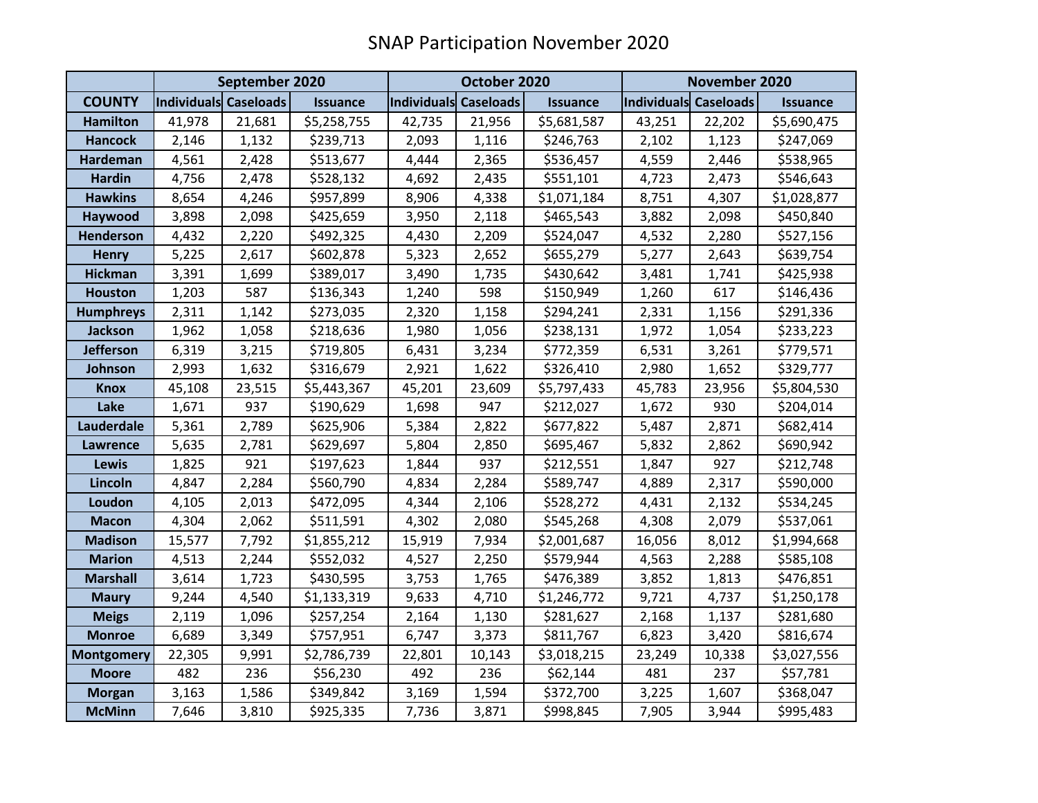# SNAP Participation November 2020

| COUNTY | September 2020 | | | October 2020 | | | November 2020 | | |
|---|---|---|---|---|---|---|---|---|---|
| | Individuals | Caseloads | Issuance | Individuals | Caseloads | Issuance | Individuals | Caseloads | Issuance |
| Hamilton | 41,978 | 21,681 | $5,258,755 | 42,735 | 21,956 | $5,681,587 | 43,251 | 22,202 | $5,690,475 |
| Hancock | 2,146 | 1,132 | $239,713 | 2,093 | 1,116 | $246,763 | 2,102 | 1,123 | $247,069 |
| Hardeman | 4,561 | 2,428 | $513,677 | 4,444 | 2,365 | $536,457 | 4,559 | 2,446 | $538,965 |
| Hardin | 4,756 | 2,478 | $528,132 | 4,692 | 2,435 | $551,101 | 4,723 | 2,473 | $546,643 |
| Hawkins | 8,654 | 4,246 | $957,899 | 8,906 | 4,338 | $1,071,184 | 8,751 | 4,307 | $1,028,877 |
| Haywood | 3,898 | 2,098 | $425,659 | 3,950 | 2,118 | $465,543 | 3,882 | 2,098 | $450,840 |
| Henderson | 4,432 | 2,220 | $492,325 | 4,430 | 2,209 | $524,047 | 4,532 | 2,280 | $527,156 |
| Henry | 5,225 | 2,617 | $602,878 | 5,323 | 2,652 | $655,279 | 5,277 | 2,643 | $639,754 |
| Hickman | 3,391 | 1,699 | $389,017 | 3,490 | 1,735 | $430,642 | 3,481 | 1,741 | $425,938 |
| Houston | 1,203 | 587 | $136,343 | 1,240 | 598 | $150,949 | 1,260 | 617 | $146,436 |
| Humphreys | 2,311 | 1,142 | $273,035 | 2,320 | 1,158 | $294,241 | 2,331 | 1,156 | $291,336 |
| Jackson | 1,962 | 1,058 | $218,636 | 1,980 | 1,056 | $238,131 | 1,972 | 1,054 | $233,223 |
| Jefferson | 6,319 | 3,215 | $719,805 | 6,431 | 3,234 | $772,359 | 6,531 | 3,261 | $779,571 |
| Johnson | 2,993 | 1,632 | $316,679 | 2,921 | 1,622 | $326,410 | 2,980 | 1,652 | $329,777 |
| Knox | 45,108 | 23,515 | $5,443,367 | 45,201 | 23,609 | $5,797,433 | 45,783 | 23,956 | $5,804,530 |
| Lake | 1,671 | 937 | $190,629 | 1,698 | 947 | $212,027 | 1,672 | 930 | $204,014 |
| Lauderdale | 5,361 | 2,789 | $625,906 | 5,384 | 2,822 | $677,822 | 5,487 | 2,871 | $682,414 |
| Lawrence | 5,635 | 2,781 | $629,697 | 5,804 | 2,850 | $695,467 | 5,832 | 2,862 | $690,942 |
| Lewis | 1,825 | 921 | $197,623 | 1,844 | 937 | $212,551 | 1,847 | 927 | $212,748 |
| Lincoln | 4,847 | 2,284 | $560,790 | 4,834 | 2,284 | $589,747 | 4,889 | 2,317 | $590,000 |
| Loudon | 4,105 | 2,013 | $472,095 | 4,344 | 2,106 | $528,272 | 4,431 | 2,132 | $534,245 |
| Macon | 4,304 | 2,062 | $511,591 | 4,302 | 2,080 | $545,268 | 4,308 | 2,079 | $537,061 |
| Madison | 15,577 | 7,792 | $1,855,212 | 15,919 | 7,934 | $2,001,687 | 16,056 | 8,012 | $1,994,668 |
| Marion | 4,513 | 2,244 | $552,032 | 4,527 | 2,250 | $579,944 | 4,563 | 2,288 | $585,108 |
| Marshall | 3,614 | 1,723 | $430,595 | 3,753 | 1,765 | $476,389 | 3,852 | 1,813 | $476,851 |
| Maury | 9,244 | 4,540 | $1,133,319 | 9,633 | 4,710 | $1,246,772 | 9,721 | 4,737 | $1,250,178 |
| Meigs | 2,119 | 1,096 | $257,254 | 2,164 | 1,130 | $281,627 | 2,168 | 1,137 | $281,680 |
| Monroe | 6,689 | 3,349 | $757,951 | 6,747 | 3,373 | $811,767 | 6,823 | 3,420 | $816,674 |
| Montgomery | 22,305 | 9,991 | $2,786,739 | 22,801 | 10,143 | $3,018,215 | 23,249 | 10,338 | $3,027,556 |
| Moore | 482 | 236 | $56,230 | 492 | 236 | $62,144 | 481 | 237 | $57,781 |
| Morgan | 3,163 | 1,586 | $349,842 | 3,169 | 1,594 | $372,700 | 3,225 | 1,607 | $368,047 |
| McMinn | 7,646 | 3,810 | $925,335 | 7,736 | 3,871 | $998,845 | 7,905 | 3,944 | $995,483 |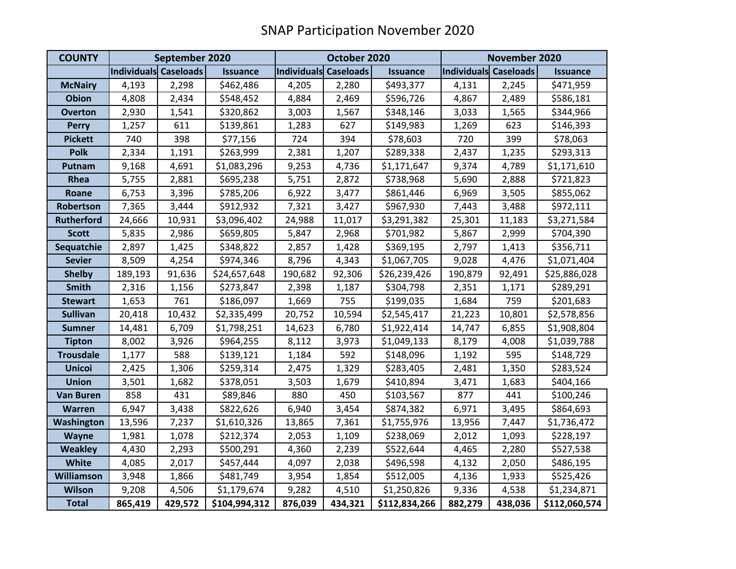# SNAP Participation November 2020

| COUNTY | September 2020 | | | October 2020 | | | November 2020 | | |
|---|---|---|---|---|---|---|---|---|---|
| | Individuals | Caseloads | Issuance | Individuals | Caseloads | Issuance | Individuals | Caseloads | Issuance |
| McNairy | 4,193 | 2,298 | $462,486 | 4,205 | 2,280 | $493,377 | 4,131 | 2,245 | $471,959 |
| Obion | 4,808 | 2,434 | $548,452 | 4,884 | 2,469 | $596,726 | 4,867 | 2,489 | $586,181 |
| Overton | 2,930 | 1,541 | $320,862 | 3,003 | 1,567 | $348,146 | 3,033 | 1,565 | $344,966 |
| Perry | 1,257 | 611 | $139,861 | 1,283 | 627 | $149,983 | 1,269 | 623 | $146,393 |
| Pickett | 740 | 398 | $77,156 | 724 | 394 | $78,603 | 720 | 399 | $78,063 |
| Polk | 2,334 | 1,191 | $263,999 | 2,381 | 1,207 | $289,338 | 2,437 | 1,235 | $293,313 |
| Putnam | 9,168 | 4,691 | $1,083,296 | 9,253 | 4,736 | $1,171,647 | 9,374 | 4,789 | $1,171,610 |
| Rhea | 5,755 | 2,881 | $695,238 | 5,751 | 2,872 | $738,968 | 5,690 | 2,888 | $721,823 |
| Roane | 6,753 | 3,396 | $785,206 | 6,922 | 3,477 | $861,446 | 6,969 | 3,505 | $855,062 |
| Robertson | 7,365 | 3,444 | $912,932 | 7,321 | 3,427 | $967,930 | 7,443 | 3,488 | $972,111 |
| Rutherford | 24,666 | 10,931 | $3,096,402 | 24,988 | 11,017 | $3,291,382 | 25,301 | 11,183 | $3,271,584 |
| Scott | 5,835 | 2,986 | $659,805 | 5,847 | 2,968 | $701,982 | 5,867 | 2,999 | $704,390 |
| Sequatchie | 2,897 | 1,425 | $348,822 | 2,857 | 1,428 | $369,195 | 2,797 | 1,413 | $356,711 |
| Sevier | 8,509 | 4,254 | $974,346 | 8,796 | 4,343 | $1,067,705 | 9,028 | 4,476 | $1,071,404 |
| Shelby | 189,193 | 91,636 | $24,657,648 | 190,682 | 92,306 | $26,239,426 | 190,879 | 92,491 | $25,886,028 |
| Smith | 2,316 | 1,156 | $273,847 | 2,398 | 1,187 | $304,798 | 2,351 | 1,171 | $289,291 |
| Stewart | 1,653 | 761 | $186,097 | 1,669 | 755 | $199,035 | 1,684 | 759 | $201,683 |
| Sullivan | 20,418 | 10,432 | $2,335,499 | 20,752 | 10,594 | $2,545,417 | 21,223 | 10,801 | $2,578,856 |
| Sumner | 14,481 | 6,709 | $1,798,251 | 14,623 | 6,780 | $1,922,414 | 14,747 | 6,855 | $1,908,804 |
| Tipton | 8,002 | 3,926 | $964,255 | 8,112 | 3,973 | $1,049,133 | 8,179 | 4,008 | $1,039,788 |
| Trousdale | 1,177 | 588 | $139,121 | 1,184 | 592 | $148,096 | 1,192 | 595 | $148,729 |
| Unicoi | 2,425 | 1,306 | $259,314 | 2,475 | 1,329 | $283,405 | 2,481 | 1,350 | $283,524 |
| Union | 3,501 | 1,682 | $378,051 | 3,503 | 1,679 | $410,894 | 3,471 | 1,683 | $404,166 |
| Van Buren | 858 | 431 | $89,846 | 880 | 450 | $103,567 | 877 | 441 | $100,246 |
| Warren | 6,947 | 3,438 | $822,626 | 6,940 | 3,454 | $874,382 | 6,971 | 3,495 | $864,693 |
| Washington | 13,596 | 7,237 | $1,610,326 | 13,865 | 7,361 | $1,755,976 | 13,956 | 7,447 | $1,736,472 |
| Wayne | 1,981 | 1,078 | $212,374 | 2,053 | 1,109 | $238,069 | 2,012 | 1,093 | $228,197 |
| Weakley | 4,430 | 2,293 | $500,291 | 4,360 | 2,239 | $522,644 | 4,465 | 2,280 | $527,538 |
| White | 4,085 | 2,017 | $457,444 | 4,097 | 2,038 | $496,598 | 4,132 | 2,050 | $486,195 |
| Williamson | 3,948 | 1,866 | $481,749 | 3,954 | 1,854 | $512,005 | 4,136 | 1,933 | $525,426 |
| Wilson | 9,208 | 4,506 | $1,179,674 | 9,282 | 4,510 | $1,250,826 | 9,336 | 4,538 | $1,234,871 |
| **Total** | **865,419** | **429,572** | **$104,994,312** | **876,039** | **434,321** | **$112,834,266** | **882,279** | **438,036** | **$112,060,574** |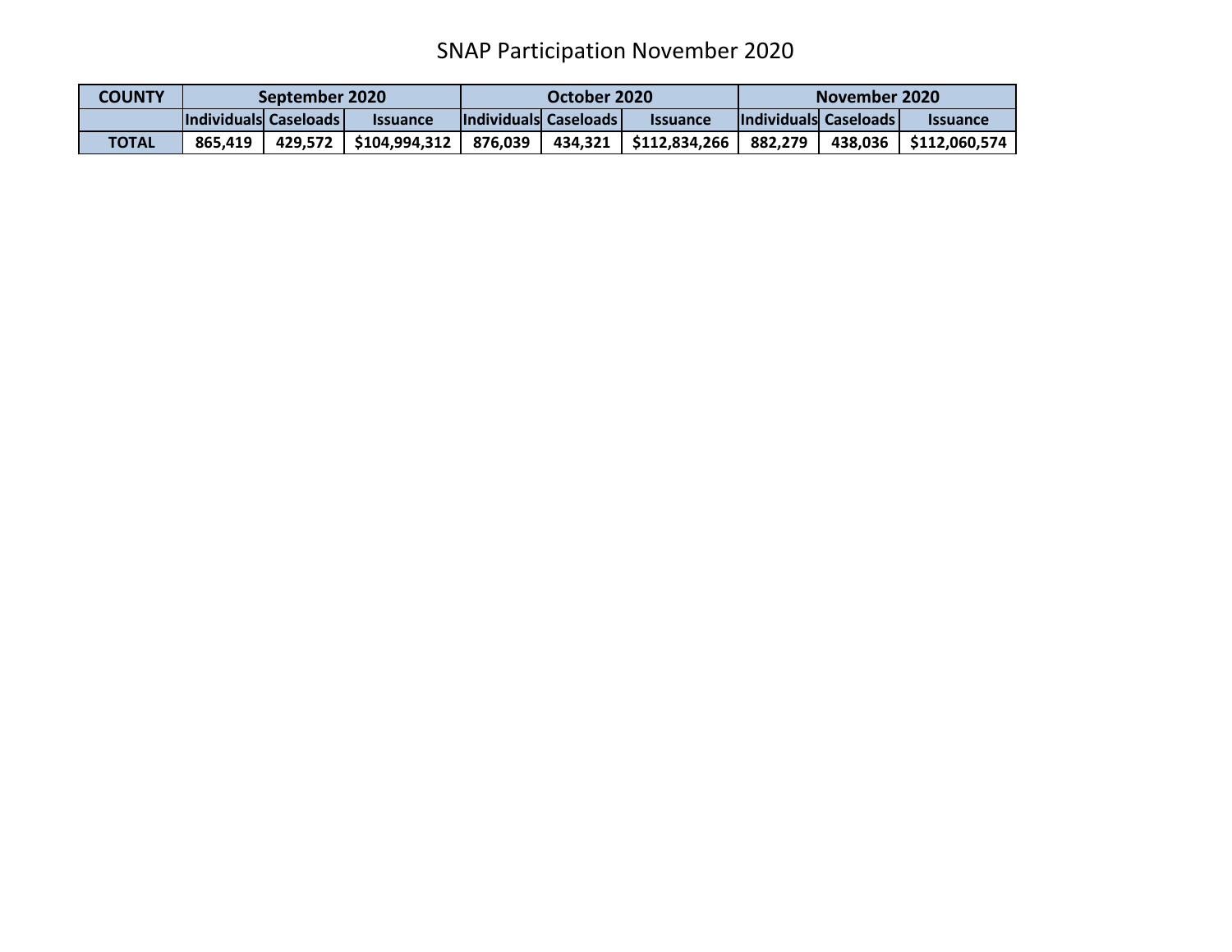# SNAP Participation November 2020

| COUNTY | September 2020 | | | October 2020 | | | November 2020 | | |
|---|---|---|---|---|---|---|---|---|---|
| | Individuals | Caseloads | Issuance | Individuals | Caseloads | Issuance | Individuals | Caseloads | Issuance |
| TOTAL | 865,419 | 429,572 | $104,994,312 | 876,039 | 434,321 | $112,834,266 | 882,279 | 438,036 | $112,060,574 |